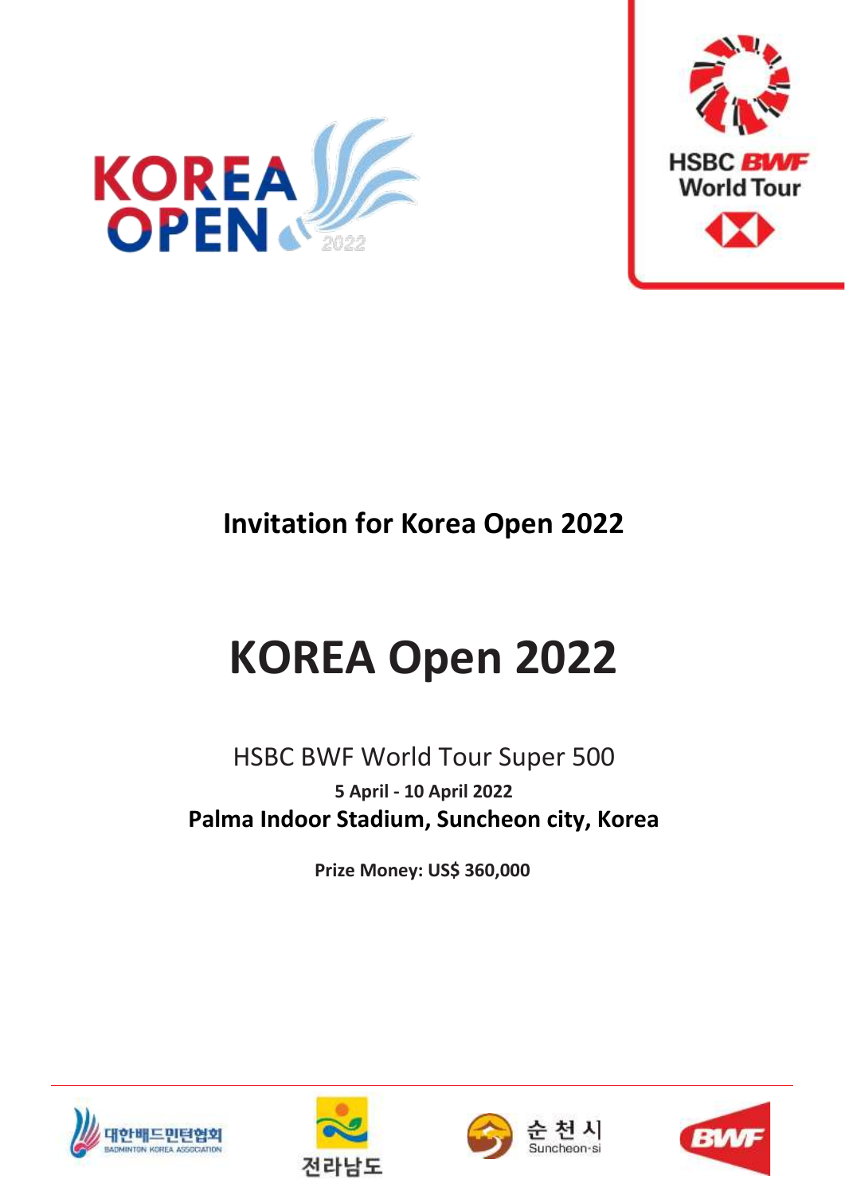## Invitation for Korea Open 2022

# KOREA Open 2022

HSBC BWF World Tour Super 500

**5 April - 10 April 2022**

**Palma Indoor Stadium, Suncheon city, Korea**

**Prize Money: US$ 360,000**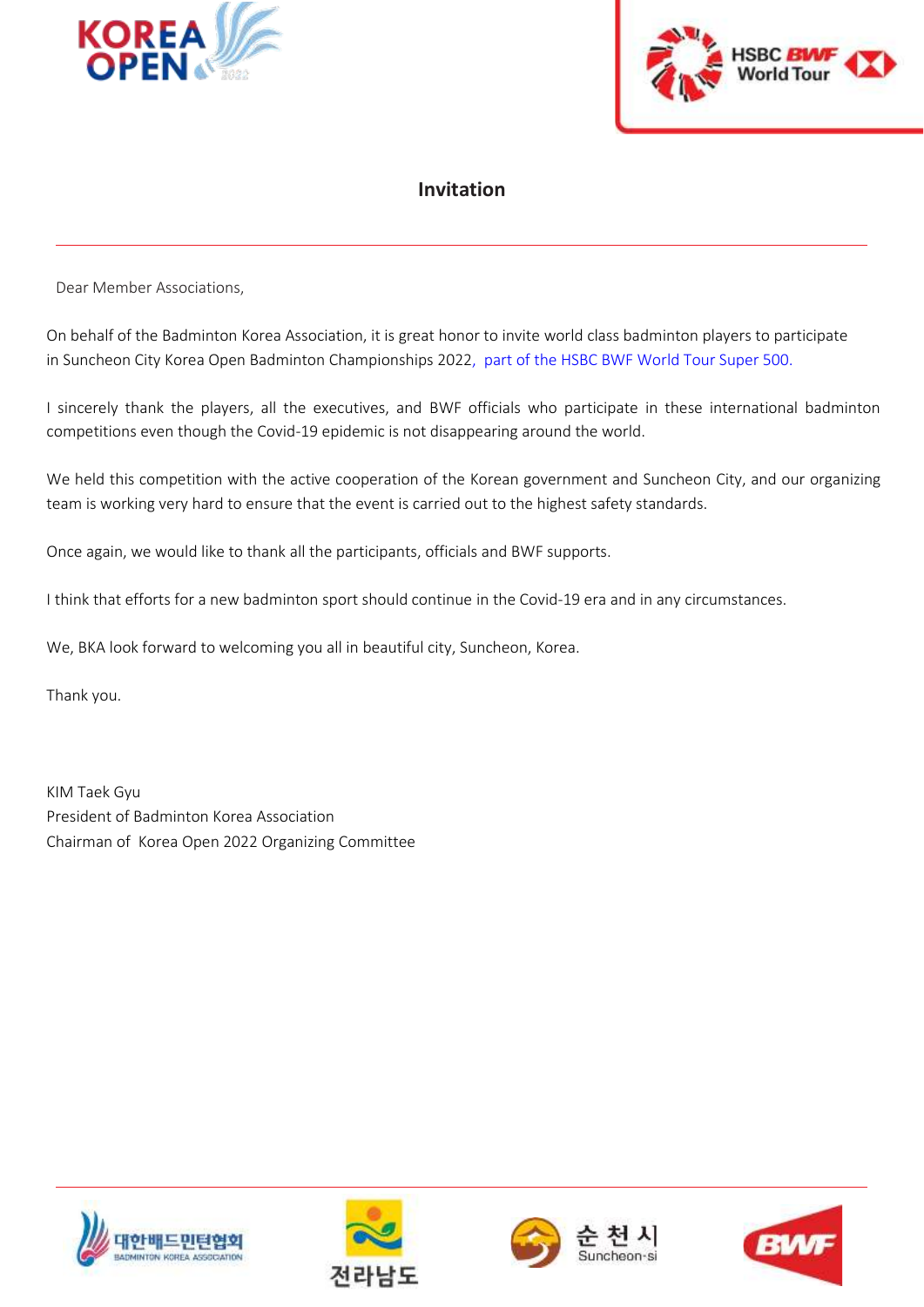# Invitation

---

Dear Member Associations,

On behalf of the Badminton Korea Association, it is great honor to invite world class badminton players to participate in Suncheon City Korea Open Badminton Championships 2022, part of the HSBC BWF World Tour Super 500.

I sincerely thank the players, all the executives, and BWF officials who participate in these international badminton competitions even though the Covid-19 epidemic is not disappearing around the world.

We held this competition with the active cooperation of the Korean government and Suncheon City, and our organizing team is working very hard to ensure that the event is carried out to the highest safety standards.

Once again, we would like to thank all the participants, officials and BWF supports.

I think that efforts for a new badminton sport should continue in the Covid-19 era and in any circumstances.

We, BKA look forward to welcoming you all in beautiful city, Suncheon, Korea.

Thank you.

KIM Taek Gyu
President of Badminton Korea Association
Chairman of Korea Open 2022 Organizing Committee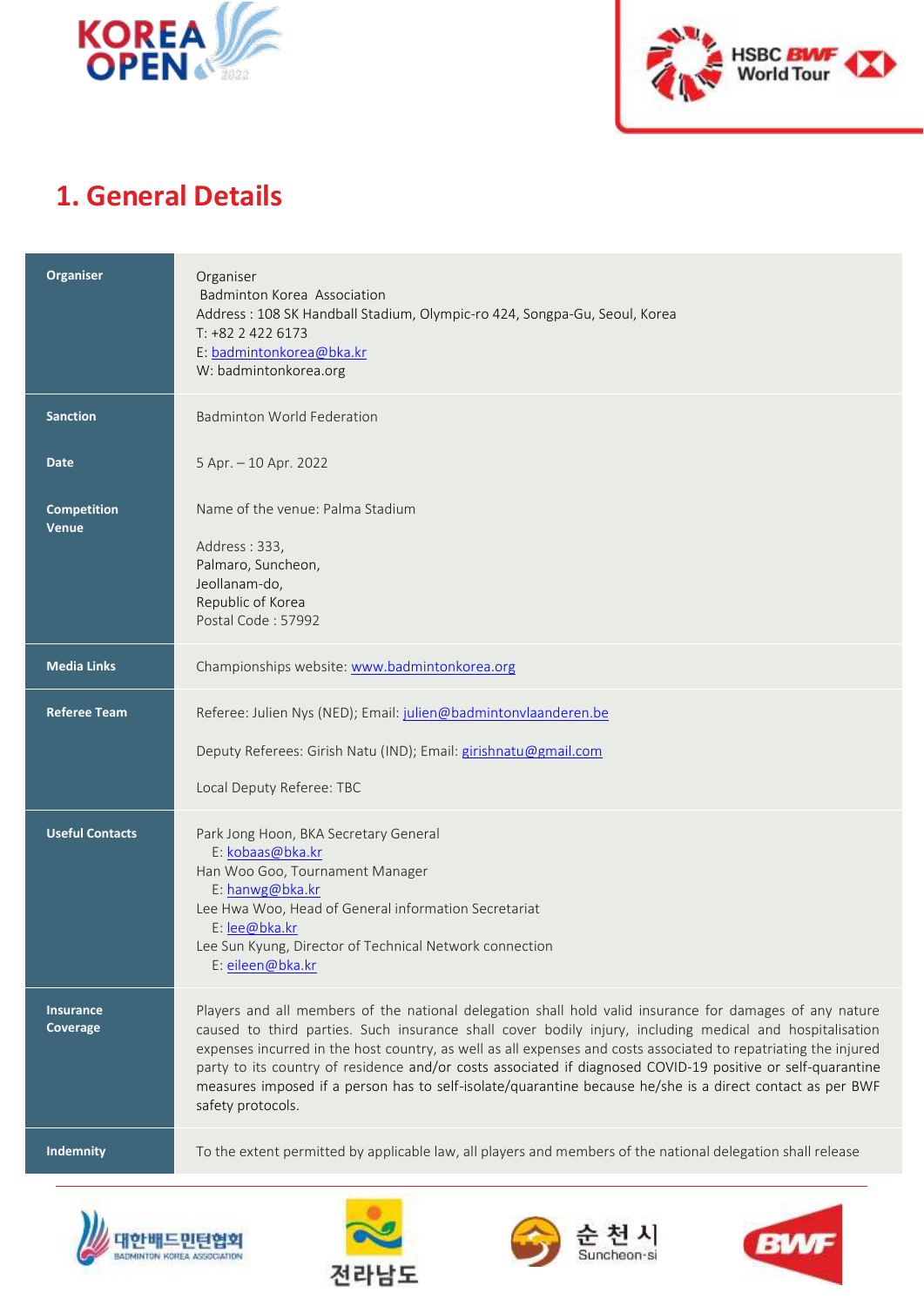# 1. General Details

| | |
|---|---|
| **Organiser** | Organiser<br>Badminton Korea Association<br>Address : 108 SK Handball Stadium, Olympic-ro 424, Songpa-Gu, Seoul, Korea<br>T: +82 2 422 6173<br>E: badmintonkorea@bka.kr<br>W: badmintonkorea.org |
| **Sanction** | Badminton World Federation |
| **Date** | 5 Apr. – 10 Apr. 2022 |
| **Competition Venue** | Name of the venue: Palma Stadium<br><br>Address : 333,<br>Palmaro, Suncheon,<br>Jeollanam-do,<br>Republic of Korea<br>Postal Code : 57992 |
| **Media Links** | Championships website: www.badmintonkorea.org |
| **Referee Team** | Referee: Julien Nys (NED); Email: julien@badmintonvlaanderen.be<br><br>Deputy Referees: Girish Natu (IND); Email: girishnatu@gmail.com<br><br>Local Deputy Referee: TBC |
| **Useful Contacts** | Park Jong Hoon, BKA Secretary General<br>E: kobaas@bka.kr<br>Han Woo Goo, Tournament Manager<br>E: hanwg@bka.kr<br>Lee Hwa Woo, Head of General information Secretariat<br>E: lee@bka.kr<br>Lee Sun Kyung, Director of Technical Network connection<br>E: eileen@bka.kr |
| **Insurance Coverage** | Players and all members of the national delegation shall hold valid insurance for damages of any nature caused to third parties. Such insurance shall cover bodily injury, including medical and hospitalisation expenses incurred in the host country, as well as all expenses and costs associated to repatriating the injured party to its country of residence and/or costs associated if diagnosed COVID-19 positive or self-quarantine measures imposed if a person has to self-isolate/quarantine because he/she is a direct contact as per BWF safety protocols. |
| **Indemnity** | To the extent permitted by applicable law, all players and members of the national delegation shall release |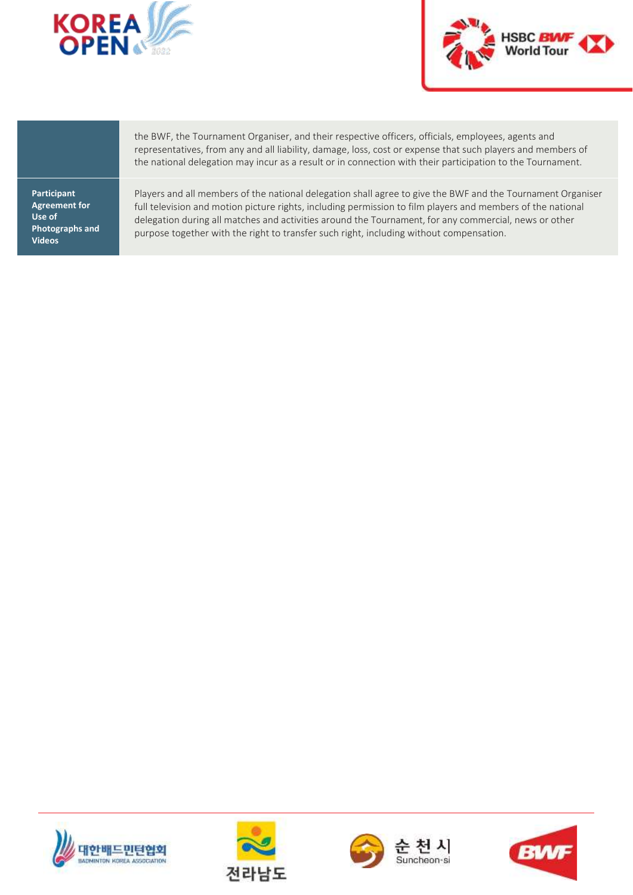|  |  |
|---|---|
|  | the BWF, the Tournament Organiser, and their respective officers, officials, employees, agents and representatives, from any and all liability, damage, loss, cost or expense that such players and members of the national delegation may incur as a result or in connection with their participation to the Tournament. |
| **Participant Agreement for Use of Photographs and Videos** | Players and all members of the national delegation shall agree to give the BWF and the Tournament Organiser full television and motion picture rights, including permission to film players and members of the national delegation during all matches and activities around the Tournament, for any commercial, news or other purpose together with the right to transfer such right, including without compensation. |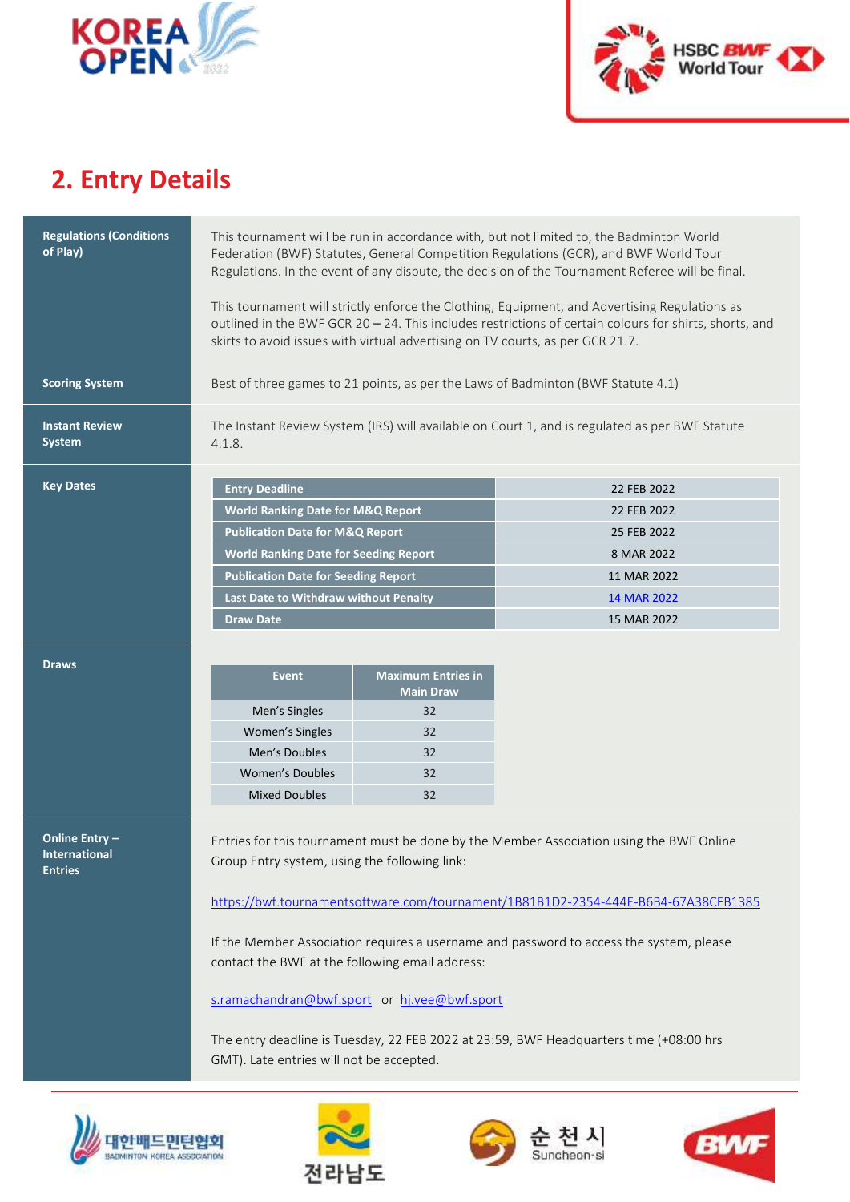## 2. Entry Details

**Regulations (Conditions of Play)**

This tournament will be run in accordance with, but not limited to, the Badminton World Federation (BWF) Statutes, General Competition Regulations (GCR), and BWF World Tour Regulations. In the event of any dispute, the decision of the Tournament Referee will be final.

This tournament will strictly enforce the Clothing, Equipment, and Advertising Regulations as outlined in the BWF GCR 20 – 24. This includes restrictions of certain colours for shirts, shorts, and skirts to avoid issues with virtual advertising on TV courts, as per GCR 21.7.

**Scoring System**

Best of three games to 21 points, as per the Laws of Badminton (BWF Statute 4.1)

**Instant Review System**

The Instant Review System (IRS) will available on Court 1, and is regulated as per BWF Statute 4.1.8.

**Key Dates**

| Key Date | Date |
|---|---|
| Entry Deadline | 22 FEB 2022 |
| World Ranking Date for M&Q Report | 22 FEB 2022 |
| Publication Date for M&Q Report | 25 FEB 2022 |
| World Ranking Date for Seeding Report | 8 MAR 2022 |
| Publication Date for Seeding Report | 11 MAR 2022 |
| Last Date to Withdraw without Penalty | 14 MAR 2022 |
| Draw Date | 15 MAR 2022 |

**Draws**

| Event | Maximum Entries in Main Draw |
|---|---|
| Men's Singles | 32 |
| Women's Singles | 32 |
| Men's Doubles | 32 |
| Women's Doubles | 32 |
| Mixed Doubles | 32 |

**Online Entry – International Entries**

Entries for this tournament must be done by the Member Association using the BWF Online Group Entry system, using the following link:

https://bwf.tournamentsoftware.com/tournament/1B81B1D2-2354-444E-B6B4-67A38CFB1385

If the Member Association requires a username and password to access the system, please contact the BWF at the following email address:

s.ramachandran@bwf.sport or hj.yee@bwf.sport

The entry deadline is Tuesday, 22 FEB 2022 at 23:59, BWF Headquarters time (+08:00 hrs GMT). Late entries will not be accepted.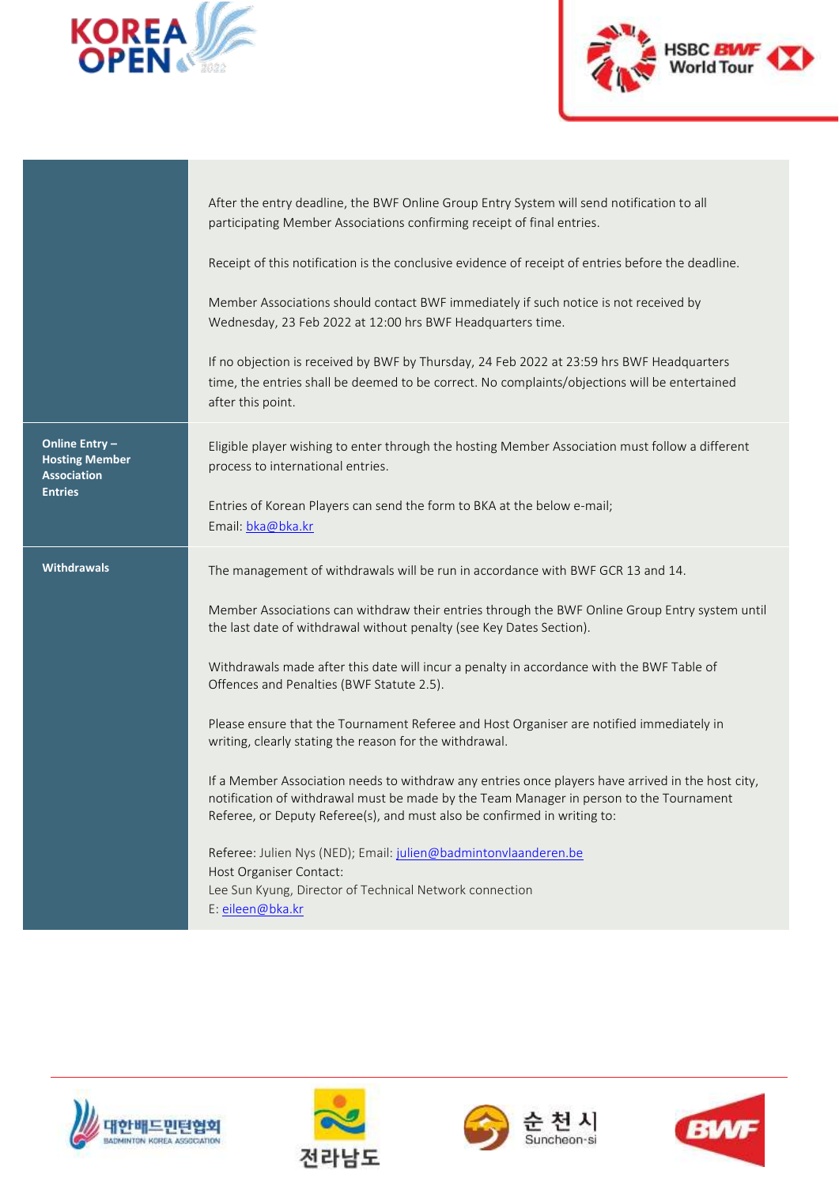| | |
|---|---|
| | After the entry deadline, the BWF Online Group Entry System will send notification to all participating Member Associations confirming receipt of final entries.<br><br>Receipt of this notification is the conclusive evidence of receipt of entries before the deadline.<br><br>Member Associations should contact BWF immediately if such notice is not received by Wednesday, 23 Feb 2022 at 12:00 hrs BWF Headquarters time.<br><br>If no objection is received by BWF by Thursday, 24 Feb 2022 at 23:59 hrs BWF Headquarters time, the entries shall be deemed to be correct. No complaints/objections will be entertained after this point. |
| **Online Entry – Hosting Member Association Entries** | Eligible player wishing to enter through the hosting Member Association must follow a different process to international entries.<br><br>Entries of Korean Players can send the form to BKA at the below e-mail;<br>Email: bka@bka.kr |
| **Withdrawals** | The management of withdrawals will be run in accordance with BWF GCR 13 and 14.<br><br>Member Associations can withdraw their entries through the BWF Online Group Entry system until the last date of withdrawal without penalty (see Key Dates Section).<br><br>Withdrawals made after this date will incur a penalty in accordance with the BWF Table of Offences and Penalties (BWF Statute 2.5).<br><br>Please ensure that the Tournament Referee and Host Organiser are notified immediately in writing, clearly stating the reason for the withdrawal.<br><br>If a Member Association needs to withdraw any entries once players have arrived in the host city, notification of withdrawal must be made by the Team Manager in person to the Tournament Referee, or Deputy Referee(s), and must also be confirmed in writing to:<br><br>Referee: Julien Nys (NED); Email: julien@badmintonvlaanderen.be<br>Host Organiser Contact:<br>Lee Sun Kyung, Director of Technical Network connection<br>E: eileen@bka.kr |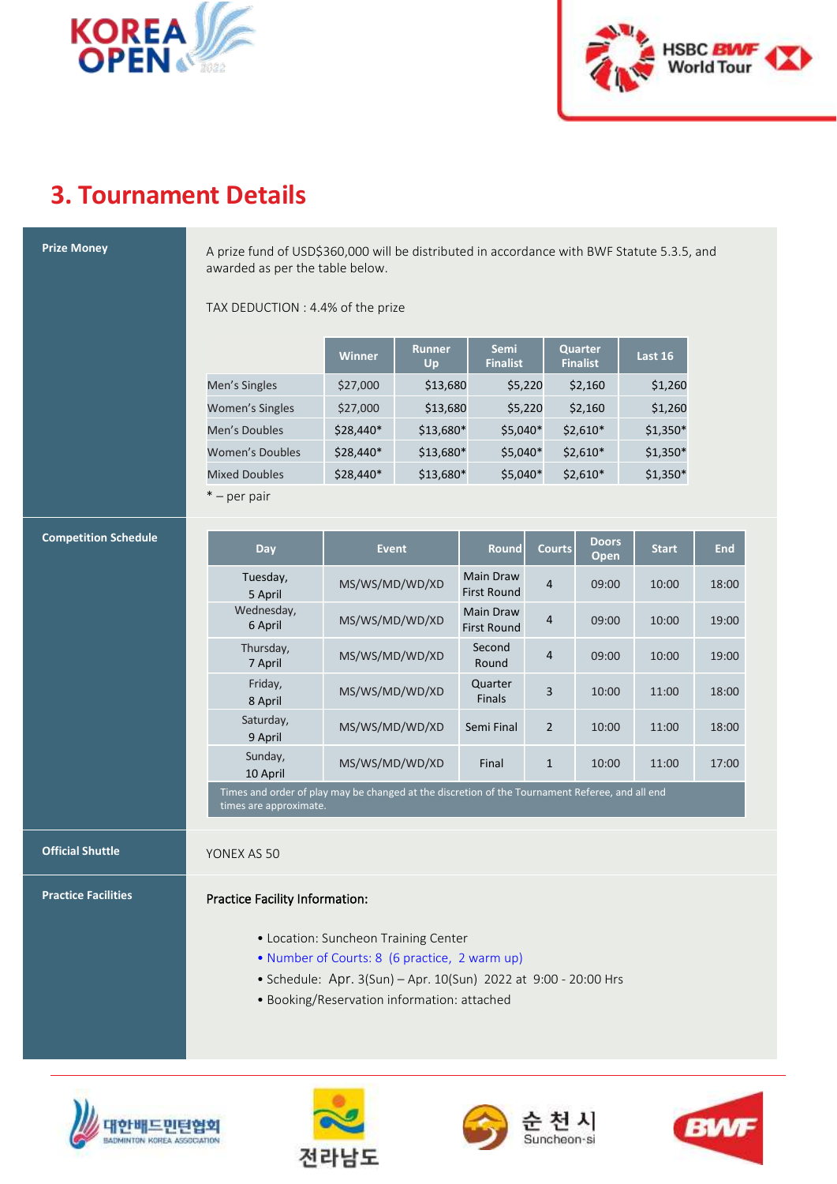## 3. Tournament Details

**Prize Money**

A prize fund of USD$360,000 will be distributed in accordance with BWF Statute 5.3.5, and awarded as per the table below.

TAX DEDUCTION : 4.4% of the prize

| | Winner | Runner Up | Semi Finalist | Quarter Finalist | Last 16 |
|---|---|---|---|---|---|
| Men's Singles | $27,000 | $13,680 | $5,220 | $2,160 | $1,260 |
| Women's Singles | $27,000 | $13,680 | $5,220 | $2,160 | $1,260 |
| Men's Doubles | $28,440* | $13,680* | $5,040* | $2,610* | $1,350* |
| Women's Doubles | $28,440* | $13,680* | $5,040* | $2,610* | $1,350* |
| Mixed Doubles | $28,440* | $13,680* | $5,040* | $2,610* | $1,350* |

* – per pair

**Competition Schedule**

| Day | Event | Round | Courts | Doors Open | Start | End |
|---|---|---|---|---|---|---|
| Tuesday, 5 April | MS/WS/MD/WD/XD | Main Draw First Round | 4 | 09:00 | 10:00 | 18:00 |
| Wednesday, 6 April | MS/WS/MD/WD/XD | Main Draw First Round | 4 | 09:00 | 10:00 | 19:00 |
| Thursday, 7 April | MS/WS/MD/WD/XD | Second Round | 4 | 09:00 | 10:00 | 19:00 |
| Friday, 8 April | MS/WS/MD/WD/XD | Quarter Finals | 3 | 10:00 | 11:00 | 18:00 |
| Saturday, 9 April | MS/WS/MD/WD/XD | Semi Final | 2 | 10:00 | 11:00 | 18:00 |
| Sunday, 10 April | MS/WS/MD/WD/XD | Final | 1 | 10:00 | 11:00 | 17:00 |

Times and order of play may be changed at the discretion of the Tournament Referee, and all end times are approximate.

**Official Shuttle**

YONEX AS 50

**Practice Facilities**

Practice Facility Information:

- Location: Suncheon Training Center
- Number of Courts: 8 (6 practice, 2 warm up)
- Schedule: Apr. 3(Sun) – Apr. 10(Sun) 2022 at 9:00 - 20:00 Hrs
- Booking/Reservation information: attached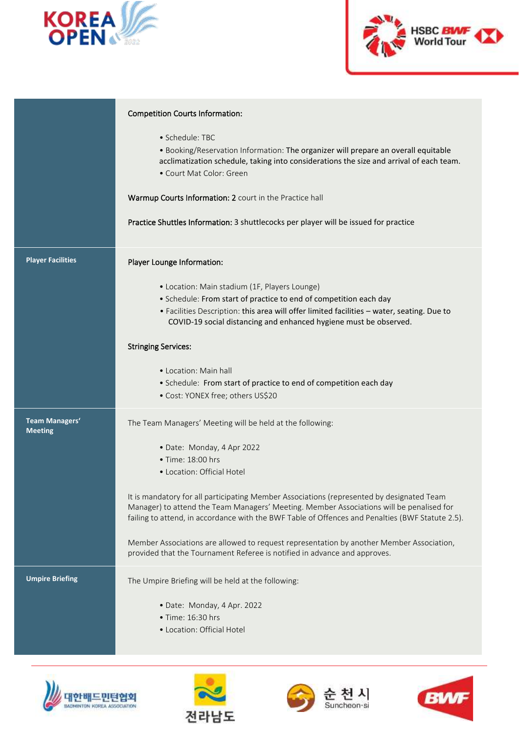| | |
|---|---|
| | **Competition Courts Information:**<br><br>• Schedule: TBC<br>• Booking/Reservation Information: The organizer will prepare an overall equitable acclimatization schedule, taking into considerations the size and arrival of each team.<br>• Court Mat Color: Green<br><br>**Warmup Courts Information:** 2 court in the Practice hall<br><br>**Practice Shuttles Information:** 3 shuttlecocks per player will be issued for practice |
| **Player Facilities** | **Player Lounge Information:**<br><br>• Location: Main stadium (1F, Players Lounge)<br>• Schedule: From start of practice to end of competition each day<br>• Facilities Description: this area will offer limited facilities – water, seating. Due to COVID-19 social distancing and enhanced hygiene must be observed.<br><br>**Stringing Services:**<br><br>• Location: Main hall<br>• Schedule: From start of practice to end of competition each day<br>• Cost: YONEX free; others US$20 |
| **Team Managers' Meeting** | The Team Managers' Meeting will be held at the following:<br><br>• Date: Monday, 4 Apr 2022<br>• Time: 18:00 hrs<br>• Location: Official Hotel<br><br>It is mandatory for all participating Member Associations (represented by designated Team Manager) to attend the Team Managers' Meeting. Member Associations will be penalised for failing to attend, in accordance with the BWF Table of Offences and Penalties (BWF Statute 2.5).<br><br>Member Associations are allowed to request representation by another Member Association, provided that the Tournament Referee is notified in advance and approves. |
| **Umpire Briefing** | The Umpire Briefing will be held at the following:<br><br>• Date: Monday, 4 Apr. 2022<br>• Time: 16:30 hrs<br>• Location: Official Hotel |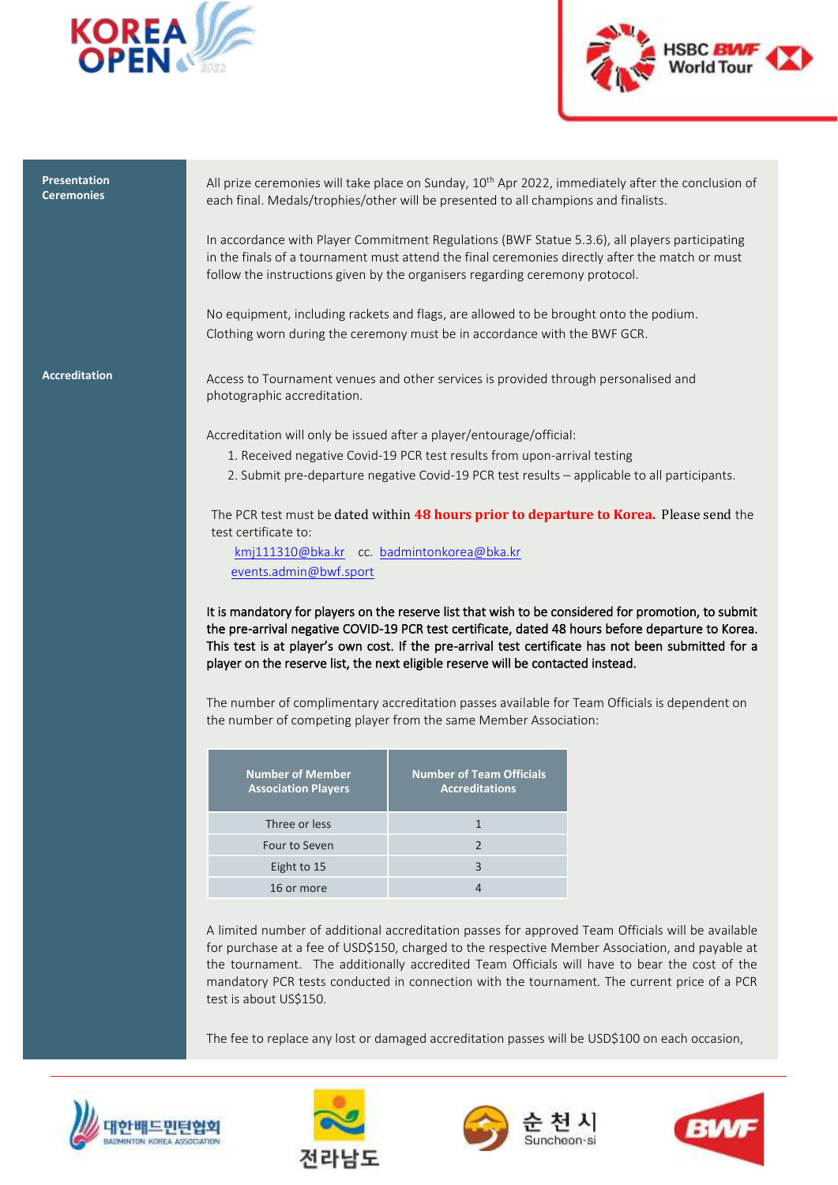## Presentation Ceremonies

All prize ceremonies will take place on Sunday, 10th Apr 2022, immediately after the conclusion of each final. Medals/trophies/other will be presented to all champions and finalists.

In accordance with Player Commitment Regulations (BWF Statue 5.3.6), all players participating in the finals of a tournament must attend the final ceremonies directly after the match or must follow the instructions given by the organisers regarding ceremony protocol.

No equipment, including rackets and flags, are allowed to be brought onto the podium. Clothing worn during the ceremony must be in accordance with the BWF GCR.

## Accreditation

Access to Tournament venues and other services is provided through personalised and photographic accreditation.

Accreditation will only be issued after a player/entourage/official:

1. Received negative Covid-19 PCR test results from upon-arrival testing
2. Submit pre-departure negative Covid-19 PCR test results – applicable to all participants.

The PCR test must be dated within **48 hours prior to departure to Korea.** Please send the test certificate to:

kmj111310@bka.kr cc. badmintonkorea@bka.kr
events.admin@bwf.sport

**It is mandatory for players on the reserve list that wish to be considered for promotion, to submit the pre-arrival negative COVID-19 PCR test certificate, dated 48 hours before departure to Korea. This test is at player's own cost. If the pre-arrival test certificate has not been submitted for a player on the reserve list, the next eligible reserve will be contacted instead.**

The number of complimentary accreditation passes available for Team Officials is dependent on the number of competing player from the same Member Association:

| Number of Member Association Players | Number of Team Officials Accreditations |
|---|---|
| Three or less | 1 |
| Four to Seven | 2 |
| Eight to 15 | 3 |
| 16 or more | 4 |

A limited number of additional accreditation passes for approved Team Officials will be available for purchase at a fee of USD$150, charged to the respective Member Association, and payable at the tournament. The additionally accredited Team Officials will have to bear the cost of the mandatory PCR tests conducted in connection with the tournament. The current price of a PCR test is about US$150.

The fee to replace any lost or damaged accreditation passes will be USD$100 on each occasion,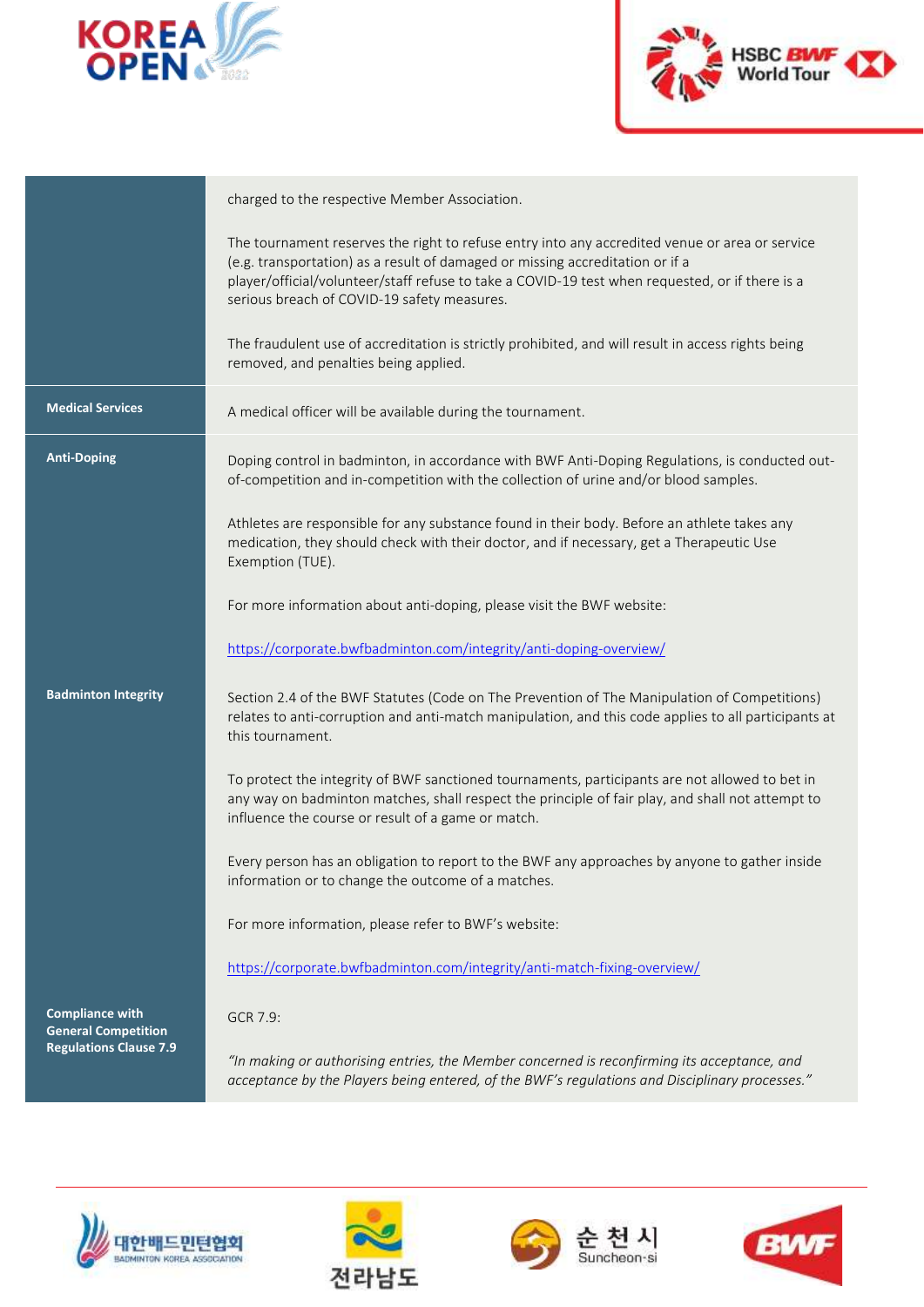| | |
|---|---|
| | charged to the respective Member Association.<br><br>The tournament reserves the right to refuse entry into any accredited venue or area or service (e.g. transportation) as a result of damaged or missing accreditation or if a player/official/volunteer/staff refuse to take a COVID-19 test when requested, or if there is a serious breach of COVID-19 safety measures.<br><br>The fraudulent use of accreditation is strictly prohibited, and will result in access rights being removed, and penalties being applied. |
| **Medical Services** | A medical officer will be available during the tournament. |
| **Anti-Doping** | Doping control in badminton, in accordance with BWF Anti-Doping Regulations, is conducted out-of-competition and in-competition with the collection of urine and/or blood samples.<br><br>Athletes are responsible for any substance found in their body. Before an athlete takes any medication, they should check with their doctor, and if necessary, get a Therapeutic Use Exemption (TUE).<br><br>For more information about anti-doping, please visit the BWF website:<br><br>https://corporate.bwfbadminton.com/integrity/anti-doping-overview/ |
| **Badminton Integrity** | Section 2.4 of the BWF Statutes (Code on The Prevention of The Manipulation of Competitions) relates to anti-corruption and anti-match manipulation, and this code applies to all participants at this tournament.<br><br>To protect the integrity of BWF sanctioned tournaments, participants are not allowed to bet in any way on badminton matches, shall respect the principle of fair play, and shall not attempt to influence the course or result of a game or match.<br><br>Every person has an obligation to report to the BWF any approaches by anyone to gather inside information or to change the outcome of a matches.<br><br>For more information, please refer to BWF's website:<br><br>https://corporate.bwfbadminton.com/integrity/anti-match-fixing-overview/ |
| **Compliance with General Competition Regulations Clause 7.9** | GCR 7.9:<br><br>*"In making or authorising entries, the Member concerned is reconfirming its acceptance, and acceptance by the Players being entered, of the BWF's regulations and Disciplinary processes."* |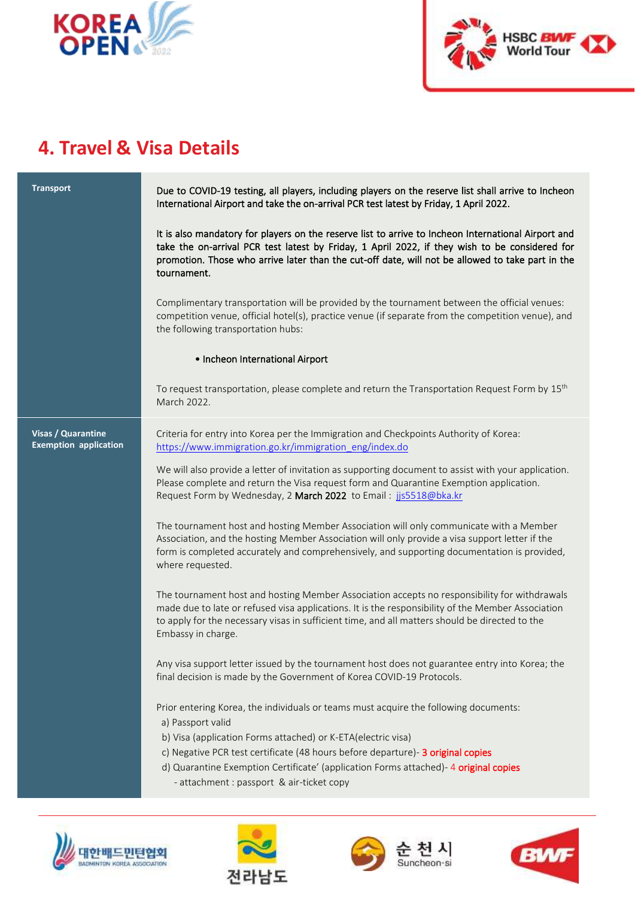## 4. Travel & Visa Details

| | |
|---|---|
| **Transport** | Due to COVID-19 testing, all players, including players on the reserve list shall arrive to Incheon International Airport and take the on-arrival PCR test latest by Friday, 1 April 2022.<br><br>It is also mandatory for players on the reserve list to arrive to Incheon International Airport and take the on-arrival PCR test latest by Friday, 1 April 2022, if they wish to be considered for promotion. Those who arrive later than the cut-off date, will not be allowed to take part in the tournament.<br><br>Complimentary transportation will be provided by the tournament between the official venues: competition venue, official hotel(s), practice venue (if separate from the competition venue), and the following transportation hubs:<br><br>• Incheon International Airport<br><br>To request transportation, please complete and return the Transportation Request Form by 15th March 2022. |
| **Visas / Quarantine Exemption application** | Criteria for entry into Korea per the Immigration and Checkpoints Authority of Korea: https://www.immigration.go.kr/immigration_eng/index.do<br><br>We will also provide a letter of invitation as supporting document to assist with your application. Please complete and return the Visa request form and Quarantine Exemption application. Request Form by Wednesday, 2 March 2022 to Email : jjs5518@bka.kr<br><br>The tournament host and hosting Member Association will only communicate with a Member Association, and the hosting Member Association will only provide a visa support letter if the form is completed accurately and comprehensively, and supporting documentation is provided, where requested.<br><br>The tournament host and hosting Member Association accepts no responsibility for withdrawals made due to late or refused visa applications. It is the responsibility of the Member Association to apply for the necessary visas in sufficient time, and all matters should be directed to the Embassy in charge.<br><br>Any visa support letter issued by the tournament host does not guarantee entry into Korea; the final decision is made by the Government of Korea COVID-19 Protocols.<br><br>Prior entering Korea, the individuals or teams must acquire the following documents:<br>a) Passport valid<br>b) Visa (application Forms attached) or K-ETA(electric visa)<br>c) Negative PCR test certificate (48 hours before departure)- 3 original copies<br>d) Quarantine Exemption Certificate' (application Forms attached)- 4 original copies<br>- attachment : passport & air-ticket copy |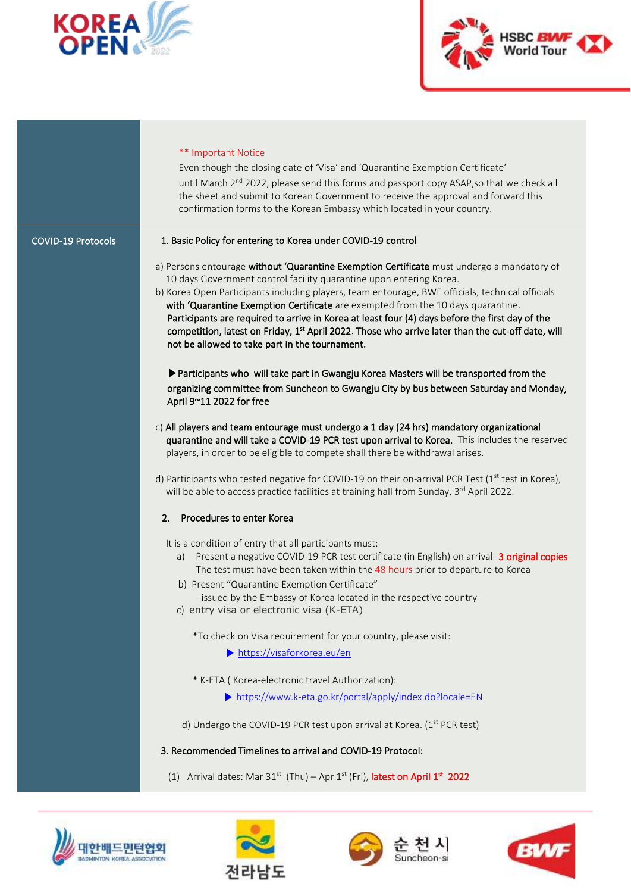** Important Notice

Even though the closing date of 'Visa' and 'Quarantine Exemption Certificate' until March 2nd 2022, please send this forms and passport copy ASAP,so that we check all the sheet and submit to Korean Government to receive the approval and forward this confirmation forms to the Korean Embassy which located in your country.

## COVID-19 Protocols

**1. Basic Policy for entering to Korea under COVID-19 control**

a) Persons entourage **without 'Quarantine Exemption Certificate** must undergo a mandatory of 10 days Government control facility quarantine upon entering Korea.

b) Korea Open Participants including players, team entourage, BWF officials, technical officials **with 'Quarantine Exemption Certificate** are exempted from the 10 days quarantine. **Participants are required to arrive in Korea at least four (4) days before the first day of the competition, latest on Friday, 1st April 2022. Those who arrive later than the cut-off date, will not be allowed to take part in the tournament.**

**▶Participants who will take part in Gwangju Korea Masters will be transported from the organizing committee from Suncheon to Gwangju City by bus between Saturday and Monday, April 9~11 2022 for free**

c) **All players and team entourage must undergo a 1 day (24 hrs) mandatory organizational quarantine and will take a COVID-19 PCR test upon arrival to Korea.** This includes the reserved players, in order to be eligible to compete shall there be withdrawal arises.

d) Participants who tested negative for COVID-19 on their on-arrival PCR Test (1st test in Korea), will be able to access practice facilities at training hall from Sunday, 3rd April 2022.

**2. Procedures to enter Korea**

It is a condition of entry that all participants must:

a) Present a negative COVID-19 PCR test certificate (in English) on arrival- 3 original copies The test must have been taken within the 48 hours prior to departure to Korea

b) Present "Quarantine Exemption Certificate"
   - issued by the Embassy of Korea located in the respective country

c) entry visa or electronic visa (K-ETA)

*To check on Visa requirement for your country, please visit:

▶ https://visaforkorea.eu/en

* K-ETA ( Korea-electronic travel Authorization):

▶ https://www.k-eta.go.kr/portal/apply/index.do?locale=EN

d) Undergo the COVID-19 PCR test upon arrival at Korea. (1st PCR test)

**3. Recommended Timelines to arrival and COVID-19 Protocol:**

(1) Arrival dates: Mar 31st (Thu) – Apr 1st (Fri), latest on April 1st 2022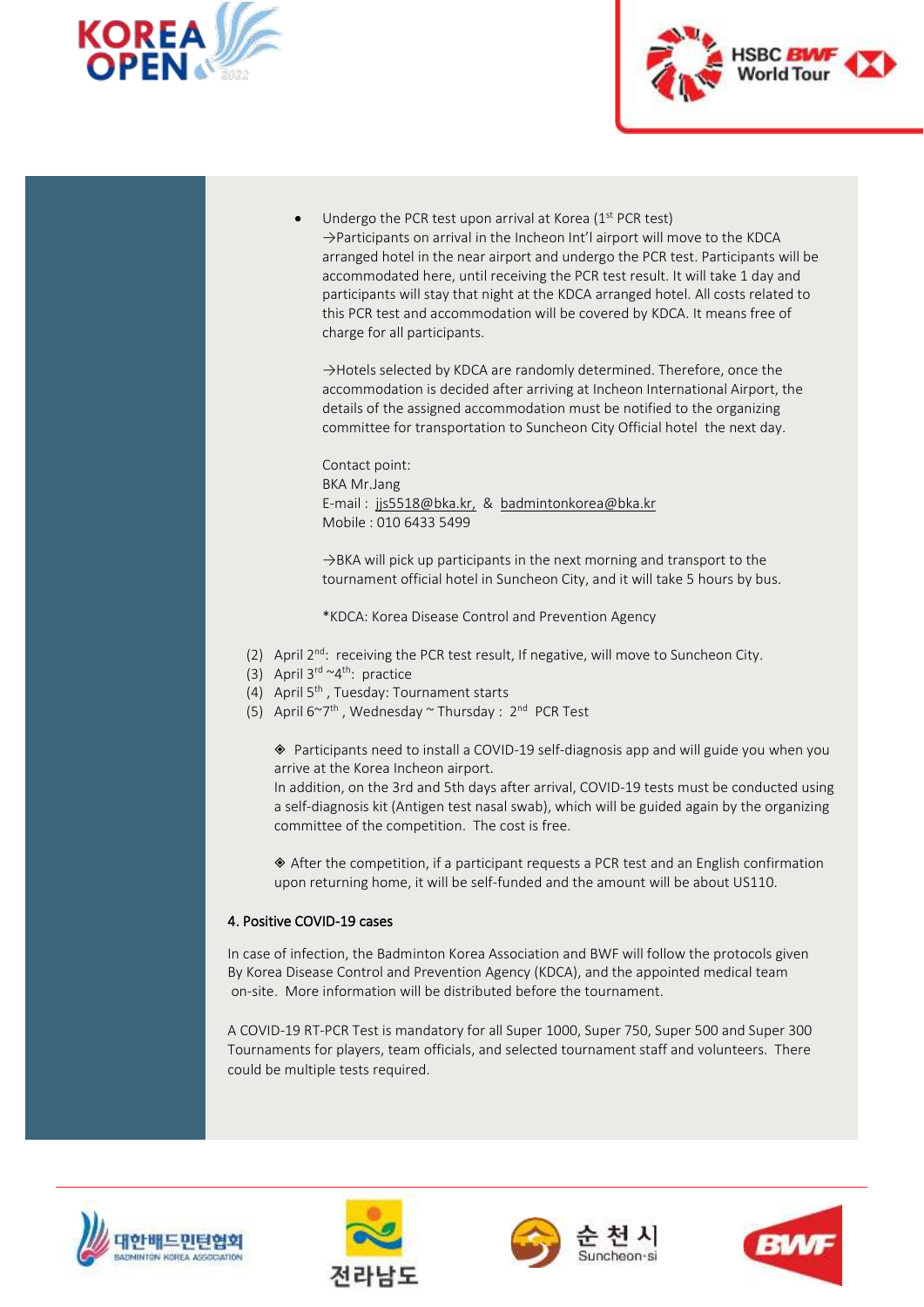- Undergo the PCR test upon arrival at Korea (1st PCR test)
  →Participants on arrival in the Incheon Int'l airport will move to the KDCA arranged hotel in the near airport and undergo the PCR test. Participants will be accommodated here, until receiving the PCR test result. It will take 1 day and participants will stay that night at the KDCA arranged hotel. All costs related to this PCR test and accommodation will be covered by KDCA. It means free of charge for all participants.

  →Hotels selected by KDCA are randomly determined. Therefore, once the accommodation is decided after arriving at Incheon International Airport, the details of the assigned accommodation must be notified to the organizing committee for transportation to Suncheon City Official hotel the next day.

  Contact point:
  BKA Mr.Jang
  E-mail : jjs5518@bka.kr, & badmintonkorea@bka.kr
  Mobile : 010 6433 5499

  →BKA will pick up participants in the next morning and transport to the tournament official hotel in Suncheon City, and it will take 5 hours by bus.

  *KDCA: Korea Disease Control and Prevention Agency

(2) April 2nd: receiving the PCR test result, If negative, will move to Suncheon City.
(3) April 3rd ~4th: practice
(4) April 5th , Tuesday: Tournament starts
(5) April 6~7th , Wednesday ~ Thursday : 2nd PCR Test

◈ Participants need to install a COVID-19 self-diagnosis app and will guide you when you arrive at the Korea Incheon airport.
In addition, on the 3rd and 5th days after arrival, COVID-19 tests must be conducted using a self-diagnosis kit (Antigen test nasal swab), which will be guided again by the organizing committee of the competition. The cost is free.

◈ After the competition, if a participant requests a PCR test and an English confirmation upon returning home, it will be self-funded and the amount will be about US110.

#### 4. Positive COVID-19 cases

In case of infection, the Badminton Korea Association and BWF will follow the protocols given By Korea Disease Control and Prevention Agency (KDCA), and the appointed medical team on-site. More information will be distributed before the tournament.

A COVID-19 RT-PCR Test is mandatory for all Super 1000, Super 750, Super 500 and Super 300 Tournaments for players, team officials, and selected tournament staff and volunteers. There could be multiple tests required.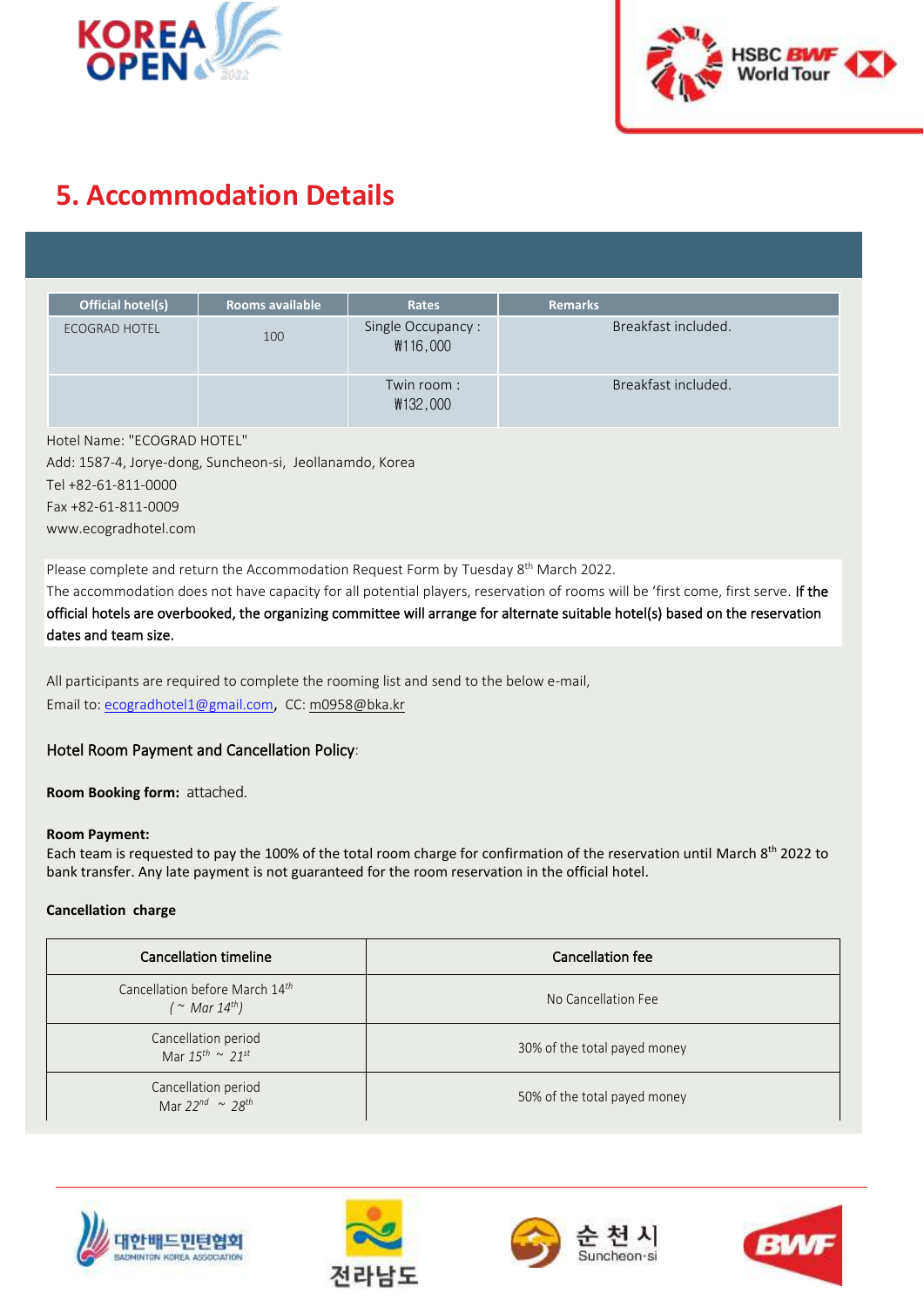# 5. Accommodation Details

| Official hotel(s) | Rooms available | Rates | Remarks |
|---|---|---|---|
| ECOGRAD HOTEL | 100 | Single Occupancy : ₩116,000 | Breakfast included. |
| | | Twin room : ₩132,000 | Breakfast included. |

Hotel Name: "ECOGRAD HOTEL"
Add: 1587-4, Jorye-dong, Suncheon-si, Jeollanamdo, Korea
Tel +82-61-811-0000
Fax +82-61-811-0009
www.ecogradhotel.com

Please complete and return the Accommodation Request Form by Tuesday 8th March 2022.
The accommodation does not have capacity for all potential players, reservation of rooms will be 'first come, first serve. **If the official hotels are overbooked, the organizing committee will arrange for alternate suitable hotel(s) based on the reservation dates and team size.**

All participants are required to complete the rooming list and send to the below e-mail,
Email to: ecogradhotel1@gmail.com, CC: m0958@bka.kr

### Hotel Room Payment and Cancellation Policy:

**Room Booking form:** attached.

**Room Payment:**
Each team is requested to pay the 100% of the total room charge for confirmation of the reservation until March 8th 2022 to bank transfer. Any late payment is not guaranteed for the room reservation in the official hotel.

**Cancellation charge**

| Cancellation timeline | Cancellation fee |
|---|---|
| Cancellation before March 14th (~ Mar 14th) | No Cancellation Fee |
| Cancellation period Mar 15th ~ 21st | 30% of the total payed money |
| Cancellation period Mar 22nd ~ 28th | 50% of the total payed money |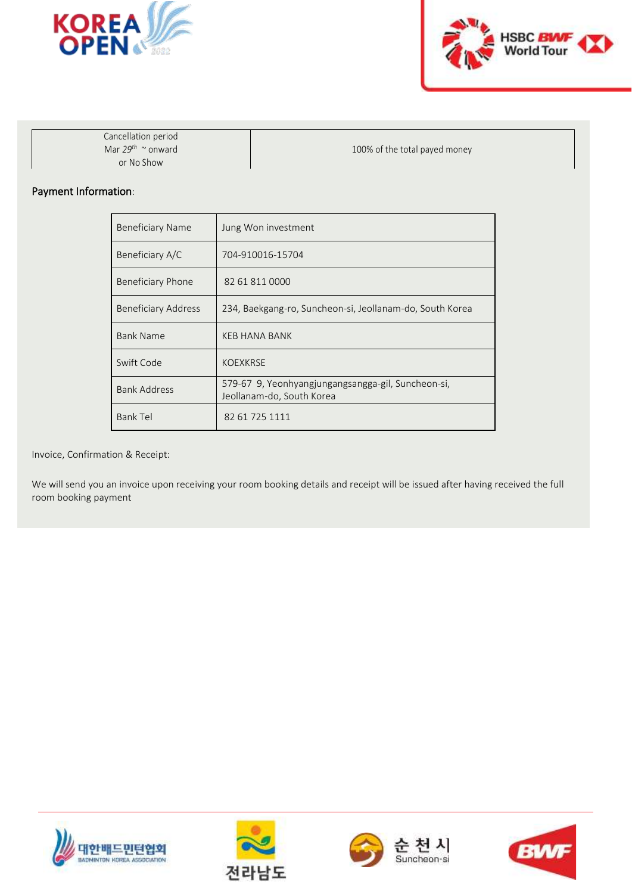| Cancellation period Mar 29th ~ onward or No Show | 100% of the total payed money |
|---|---|

**Payment Information**:

| Beneficiary Name | Jung Won investment |
|---|---|
| Beneficiary A/C | 704-910016-15704 |
| Beneficiary Phone | 82 61 811 0000 |
| Beneficiary Address | 234, Baekgang-ro, Suncheon-si, Jeollanam-do, South Korea |
| Bank Name | KEB HANA BANK |
| Swift Code | KOEXKRSE |
| Bank Address | 579-67 9, Yeonhyangjungangsangga-gil, Suncheon-si, Jeollanam-do, South Korea |
| Bank Tel | 82 61 725 1111 |

Invoice, Confirmation & Receipt:

We will send you an invoice upon receiving your room booking details and receipt will be issued after having received the full room booking payment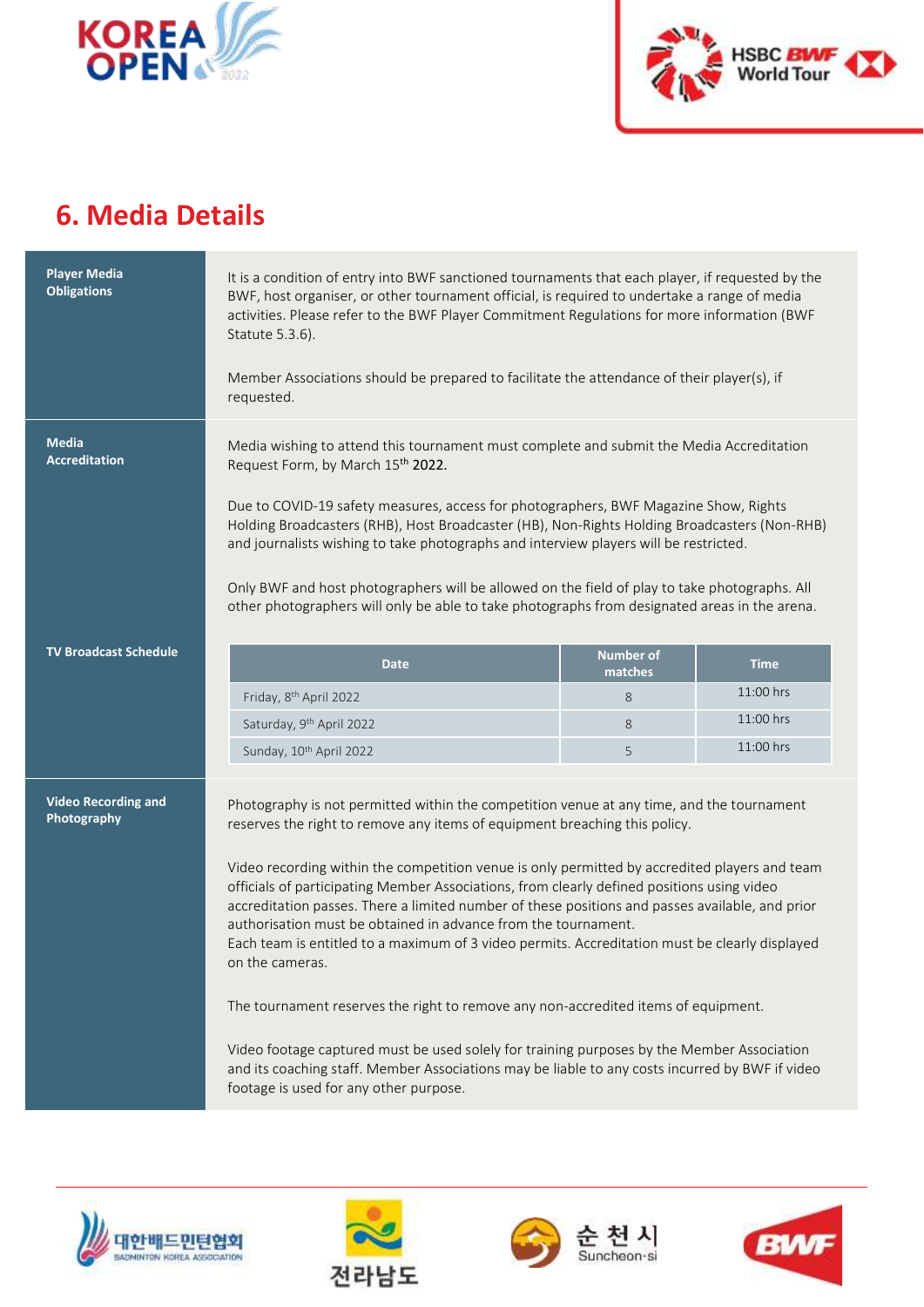## 6. Media Details

**Player Media Obligations**

It is a condition of entry into BWF sanctioned tournaments that each player, if requested by the BWF, host organiser, or other tournament official, is required to undertake a range of media activities. Please refer to the BWF Player Commitment Regulations for more information (BWF Statute 5.3.6).

Member Associations should be prepared to facilitate the attendance of their player(s), if requested.

**Media Accreditation**

Media wishing to attend this tournament must complete and submit the Media Accreditation Request Form, by March 15th 2022.

Due to COVID-19 safety measures, access for photographers, BWF Magazine Show, Rights Holding Broadcasters (RHB), Host Broadcaster (HB), Non-Rights Holding Broadcasters (Non-RHB) and journalists wishing to take photographs and interview players will be restricted.

Only BWF and host photographers will be allowed on the field of play to take photographs. All other photographers will only be able to take photographs from designated areas in the arena.

**TV Broadcast Schedule**

| Date | Number of matches | Time |
|---|---|---|
| Friday, 8th April 2022 | 8 | 11:00 hrs |
| Saturday, 9th April 2022 | 8 | 11:00 hrs |
| Sunday, 10th April 2022 | 5 | 11:00 hrs |

**Video Recording and Photography**

Photography is not permitted within the competition venue at any time, and the tournament reserves the right to remove any items of equipment breaching this policy.

Video recording within the competition venue is only permitted by accredited players and team officials of participating Member Associations, from clearly defined positions using video accreditation passes. There a limited number of these positions and passes available, and prior authorisation must be obtained in advance from the tournament.
Each team is entitled to a maximum of 3 video permits. Accreditation must be clearly displayed on the cameras.

The tournament reserves the right to remove any non-accredited items of equipment.

Video footage captured must be used solely for training purposes by the Member Association and its coaching staff. Member Associations may be liable to any costs incurred by BWF if video footage is used for any other purpose.